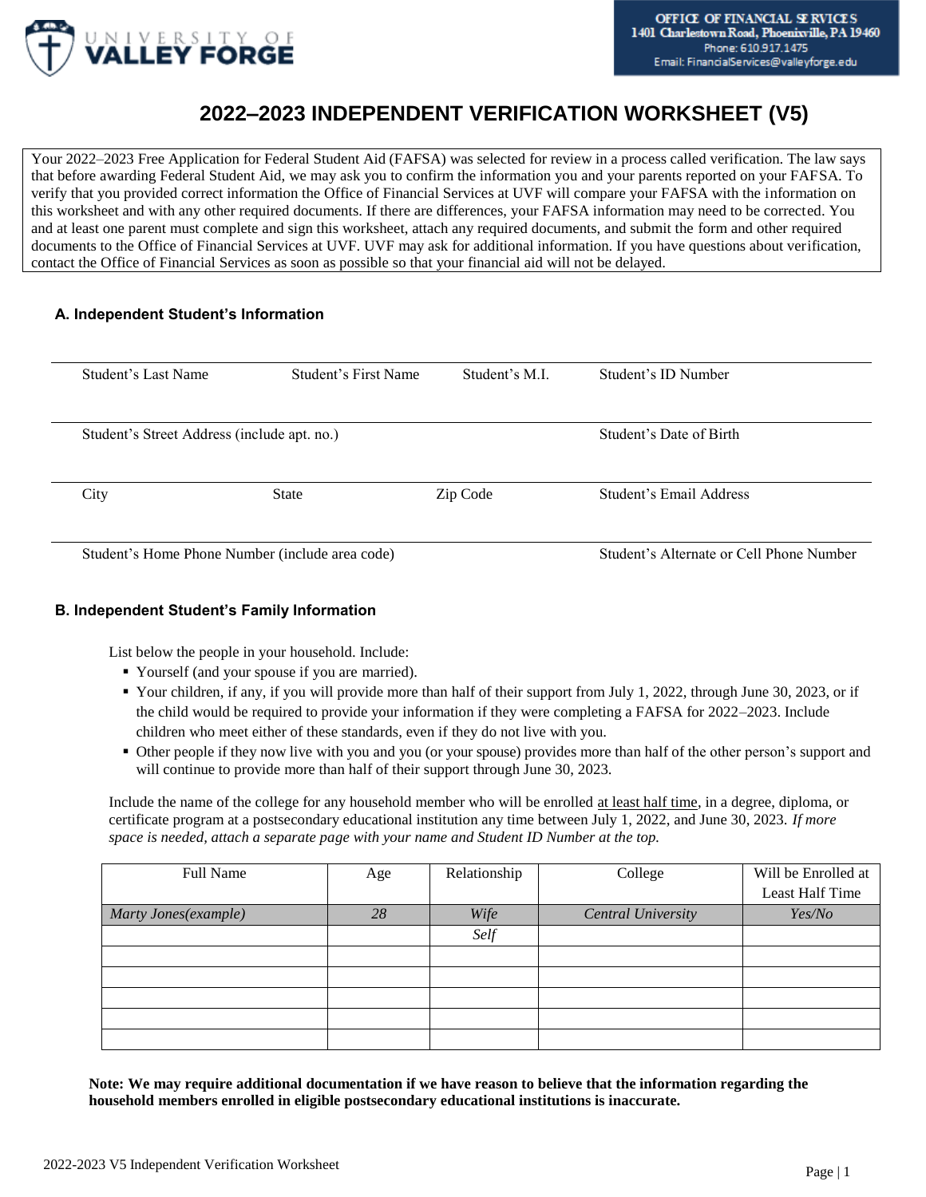UNIVERSITY OF VALLEY FORGE

**OFFICE OF FINANCIAL SERVICES**
**1401 Charlestown Road, Phoenixville, PA 19460**
Phone: 610.917.1475
Email: FinancialServices@valleyforge.edu

# 2022–2023 INDEPENDENT VERIFICATION WORKSHEET (V5)

Your 2022–2023 Free Application for Federal Student Aid (FAFSA) was selected for review in a process called verification. The law says that before awarding Federal Student Aid, we may ask you to confirm the information you and your parents reported on your FAFSA. To verify that you provided correct information the Office of Financial Services at UVF will compare your FAFSA with the information on this worksheet and with any other required documents. If there are differences, your FAFSA information may need to be corrected. You and at least one parent must complete and sign this worksheet, attach any required documents, and submit the form and other required documents to the Office of Financial Services at UVF. UVF may ask for additional information. If you have questions about verification, contact the Office of Financial Services as soon as possible so that your financial aid will not be delayed.

### A. Independent Student's Information

Student's Last Name ____ Student's First Name ____ Student's M.I. ____ Student's ID Number ____

Student's Street Address (include apt. no.) ____ Student's Date of Birth ____

City ____ State ____ Zip Code ____ Student's Email Address ____

Student's Home Phone Number (include area code) ____ Student's Alternate or Cell Phone Number ____

### B. Independent Student's Family Information

List below the people in your household. Include:

- Yourself (and your spouse if you are married).
- Your children, if any, if you will provide more than half of their support from July 1, 2022, through June 30, 2023, or if the child would be required to provide your information if they were completing a FAFSA for 2022–2023. Include children who meet either of these standards, even if they do not live with you.
- Other people if they now live with you and you (or your spouse) provides more than half of the other person's support and will continue to provide more than half of their support through June 30, 2023.

Include the name of the college for any household member who will be enrolled at least half time, in a degree, diploma, or certificate program at a postsecondary educational institution any time between July 1, 2022, and June 30, 2023. *If more space is needed, attach a separate page with your name and Student ID Number at the top.*

| Full Name | Age | Relationship | College | Will be Enrolled at Least Half Time |
|---|---|---|---|---|
| *Marty Jones(example)* | *28* | *Wife* | *Central University* | *Yes/No* |
| | | *Self* | | |
| | | | | |
| | | | | |
| | | | | |
| | | | | |
| | | | | |

**Note: We may require additional documentation if we have reason to believe that the information regarding the household members enrolled in eligible postsecondary educational institutions is inaccurate.**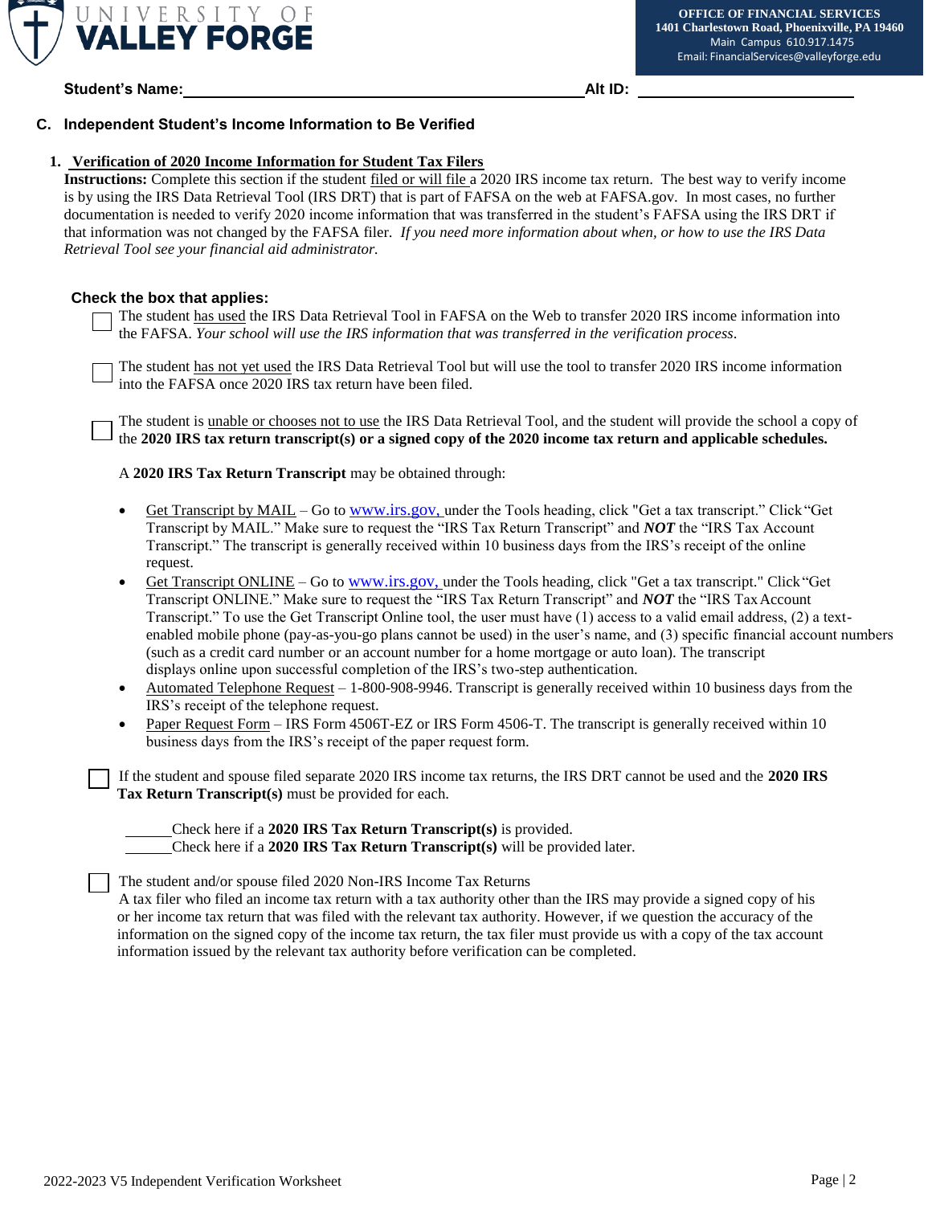UNIVERSITY OF **VALLEY FORGE**

**OFFICE OF FINANCIAL SERVICES**
**1401 Charlestown Road, Phoenixville, PA 19460**
Main Campus 610.917.1475
Email: FinancialServices@valleyforge.edu

**Student's Name:** ______________________________ **Alt ID:** ____________________

## C. Independent Student's Income Information to Be Verified

### 1. Verification of 2020 Income Information for Student Tax Filers

**Instructions:** Complete this section if the student filed or will file a 2020 IRS income tax return. The best way to verify income is by using the IRS Data Retrieval Tool (IRS DRT) that is part of FAFSA on the web at FAFSA.gov. In most cases, no further documentation is needed to verify 2020 income information that was transferred in the student's FAFSA using the IRS DRT if that information was not changed by the FAFSA filer. *If you need more information about when, or how to use the IRS Data Retrieval Tool see your financial aid administrator.*

**Check the box that applies:**

☐ The student has used the IRS Data Retrieval Tool in FAFSA on the Web to transfer 2020 IRS income information into the FAFSA. *Your school will use the IRS information that was transferred in the verification process.*

☐ The student has not yet used the IRS Data Retrieval Tool but will use the tool to transfer 2020 IRS income information into the FAFSA once 2020 IRS tax return have been filed.

☐ The student is unable or chooses not to use the IRS Data Retrieval Tool, and the student will provide the school a copy of the **2020 IRS tax return transcript(s) or a signed copy of the 2020 income tax return and applicable schedules.**

A **2020 IRS Tax Return Transcript** may be obtained through:

- Get Transcript by MAIL – Go to www.irs.gov, under the Tools heading, click "Get a tax transcript." Click "Get Transcript by MAIL." Make sure to request the "IRS Tax Return Transcript" and ***NOT*** the "IRS Tax Account Transcript." The transcript is generally received within 10 business days from the IRS's receipt of the online request.
- Get Transcript ONLINE – Go to www.irs.gov, under the Tools heading, click "Get a tax transcript." Click "Get Transcript ONLINE." Make sure to request the "IRS Tax Return Transcript" and ***NOT*** the "IRS Tax Account Transcript." To use the Get Transcript Online tool, the user must have (1) access to a valid email address, (2) a text-enabled mobile phone (pay-as-you-go plans cannot be used) in the user's name, and (3) specific financial account numbers (such as a credit card number or an account number for a home mortgage or auto loan). The transcript displays online upon successful completion of the IRS's two-step authentication.
- Automated Telephone Request – 1-800-908-9946. Transcript is generally received within 10 business days from the IRS's receipt of the telephone request.
- Paper Request Form – IRS Form 4506T-EZ or IRS Form 4506-T. The transcript is generally received within 10 business days from the IRS's receipt of the paper request form.

☐ If the student and spouse filed separate 2020 IRS income tax returns, the IRS DRT cannot be used and the **2020 IRS Tax Return Transcript(s)** must be provided for each.

______Check here if a **2020 IRS Tax Return Transcript(s)** is provided.
______Check here if a **2020 IRS Tax Return Transcript(s)** will be provided later.

☐ The student and/or spouse filed 2020 Non-IRS Income Tax Returns
A tax filer who filed an income tax return with a tax authority other than the IRS may provide a signed copy of his or her income tax return that was filed with the relevant tax authority. However, if we question the accuracy of the information on the signed copy of the income tax return, the tax filer must provide us with a copy of the tax account information issued by the relevant tax authority before verification can be completed.

2022-2023 V5 Independent Verification Worksheet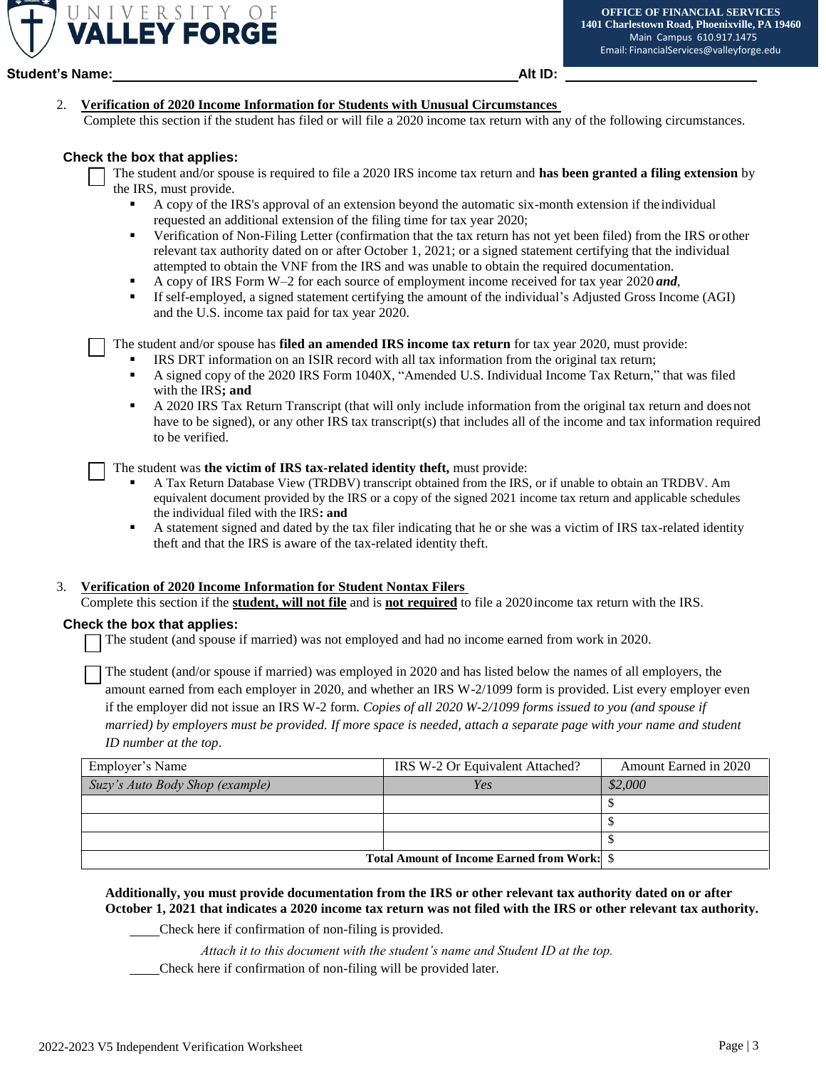**UNIVERSITY OF VALLEY FORGE**

**OFFICE OF FINANCIAL SERVICES**
**1401 Charlestown Road, Phoenixville, PA 19460**
Main Campus 610.917.1475
Email: FinancialServices@valleyforge.edu

**Student's Name:** ______________________________ **Alt ID:** ____________________

2. **Verification of 2020 Income Information for Students with Unusual Circumstances**
   Complete this section if the student has filed or will file a 2020 income tax return with any of the following circumstances.

**Check the box that applies:**

☐ The student and/or spouse is required to file a 2020 IRS income tax return and **has been granted a filing extension** by the IRS, must provide.

- A copy of the IRS's approval of an extension beyond the automatic six-month extension if the individual requested an additional extension of the filing time for tax year 2020;
- Verification of Non-Filing Letter (confirmation that the tax return has not yet been filed) from the IRS or other relevant tax authority dated on or after October 1, 2021; or a signed statement certifying that the individual attempted to obtain the VNF from the IRS and was unable to obtain the required documentation.
- A copy of IRS Form W–2 for each source of employment income received for tax year 2020 ***and***,
- If self-employed, a signed statement certifying the amount of the individual's Adjusted Gross Income (AGI) and the U.S. income tax paid for tax year 2020.

☐ The student and/or spouse has **filed an amended IRS income tax return** for tax year 2020, must provide:

- IRS DRT information on an ISIR record with all tax information from the original tax return;
- A signed copy of the 2020 IRS Form 1040X, "Amended U.S. Individual Income Tax Return," that was filed with the IRS**; and**
- A 2020 IRS Tax Return Transcript (that will only include information from the original tax return and does not have to be signed), or any other IRS tax transcript(s) that includes all of the income and tax information required to be verified.

☐ The student was **the victim of IRS tax-related identity theft,** must provide:

- A Tax Return Database View (TRDBV) transcript obtained from the IRS, or if unable to obtain an TRDBV. Am equivalent document provided by the IRS or a copy of the signed 2021 income tax return and applicable schedules the individual filed with the IRS**: and**
- A statement signed and dated by the tax filer indicating that he or she was a victim of IRS tax-related identity theft and that the IRS is aware of the tax-related identity theft.

3. **Verification of 2020 Income Information for Student Nontax Filers**
   Complete this section if the **student, will not file** and is **not required** to file a 2020 income tax return with the IRS.

**Check the box that applies:**

☐ The student (and spouse if married) was not employed and had no income earned from work in 2020.

☐ The student (and/or spouse if married) was employed in 2020 and has listed below the names of all employers, the amount earned from each employer in 2020, and whether an IRS W-2/1099 form is provided. List every employer even if the employer did not issue an IRS W-2 form. *Copies of all 2020 W-2/1099 forms issued to you (and spouse if married) by employers must be provided. If more space is needed, attach a separate page with your name and student ID number at the top*.

| Employer's Name | IRS W-2 Or Equivalent Attached? | Amount Earned in 2020 |
|---|---|---|
| *Suzy's Auto Body Shop (example)* | *Yes* | *$2,000* |
| | | $ |
| | | $ |
| | | $ |
| | **Total Amount of Income Earned from Work:** | $ |

**Additionally, you must provide documentation from the IRS or other relevant tax authority dated on or after October 1, 2021 that indicates a 2020 income tax return was not filed with the IRS or other relevant tax authority.**

_____ Check here if confirmation of non-filing is provided.

*Attach it to this document with the student's name and Student ID at the top.*

_____ Check here if confirmation of non-filing will be provided later.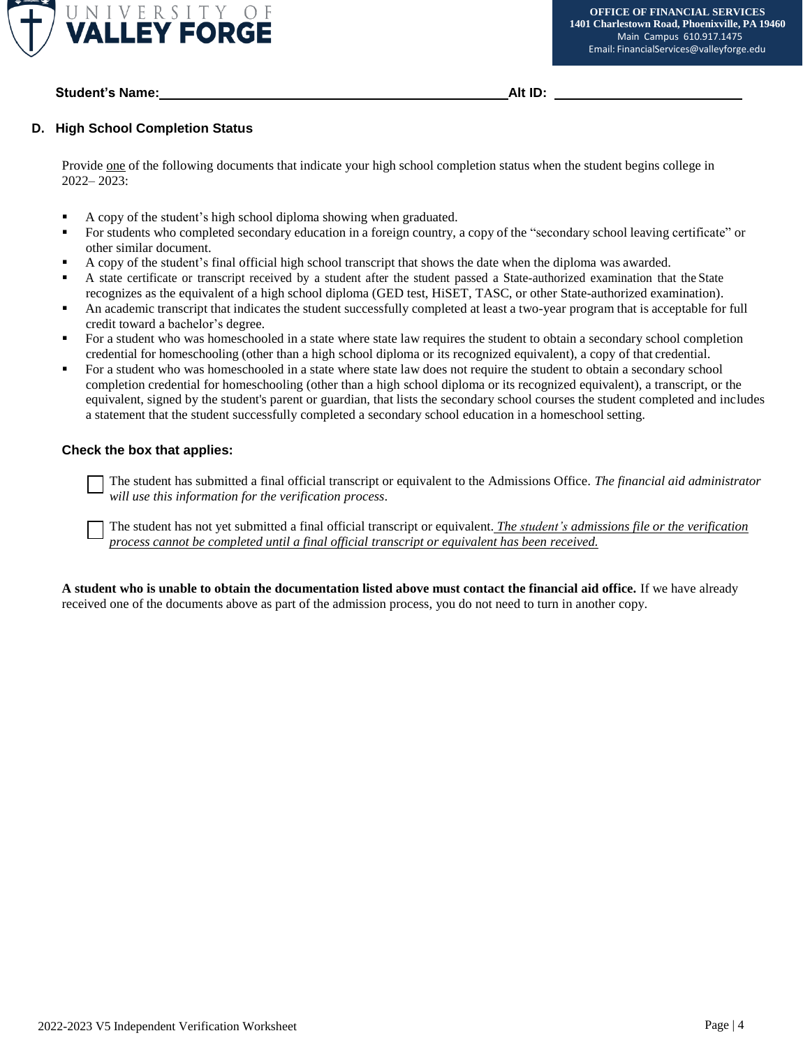**OFFICE OF FINANCIAL SERVICES**
**1401 Charlestown Road, Phoenixville, PA 19460**
Main Campus 610.917.1475
Email: FinancialServices@valleyforge.edu

**Student's Name:** ________________________________ **Alt ID:** ____________________

## D. High School Completion Status

Provide one of the following documents that indicate your high school completion status when the student begins college in 2022– 2023:

- A copy of the student's high school diploma showing when graduated.
- For students who completed secondary education in a foreign country, a copy of the "secondary school leaving certificate" or other similar document.
- A copy of the student's final official high school transcript that shows the date when the diploma was awarded.
- A state certificate or transcript received by a student after the student passed a State-authorized examination that the State recognizes as the equivalent of a high school diploma (GED test, HiSET, TASC, or other State-authorized examination).
- An academic transcript that indicates the student successfully completed at least a two-year program that is acceptable for full credit toward a bachelor's degree.
- For a student who was homeschooled in a state where state law requires the student to obtain a secondary school completion credential for homeschooling (other than a high school diploma or its recognized equivalent), a copy of that credential.
- For a student who was homeschooled in a state where state law does not require the student to obtain a secondary school completion credential for homeschooling (other than a high school diploma or its recognized equivalent), a transcript, or the equivalent, signed by the student's parent or guardian, that lists the secondary school courses the student completed and includes a statement that the student successfully completed a secondary school education in a homeschool setting.

**Check the box that applies:**

☐ The student has submitted a final official transcript or equivalent to the Admissions Office. *The financial aid administrator will use this information for the verification process*.

☐ The student has not yet submitted a final official transcript or equivalent. *The student's admissions file or the verification process cannot be completed until a final official transcript or equivalent has been received.*

**A student who is unable to obtain the documentation listed above must contact the financial aid office.** If we have already received one of the documents above as part of the admission process, you do not need to turn in another copy.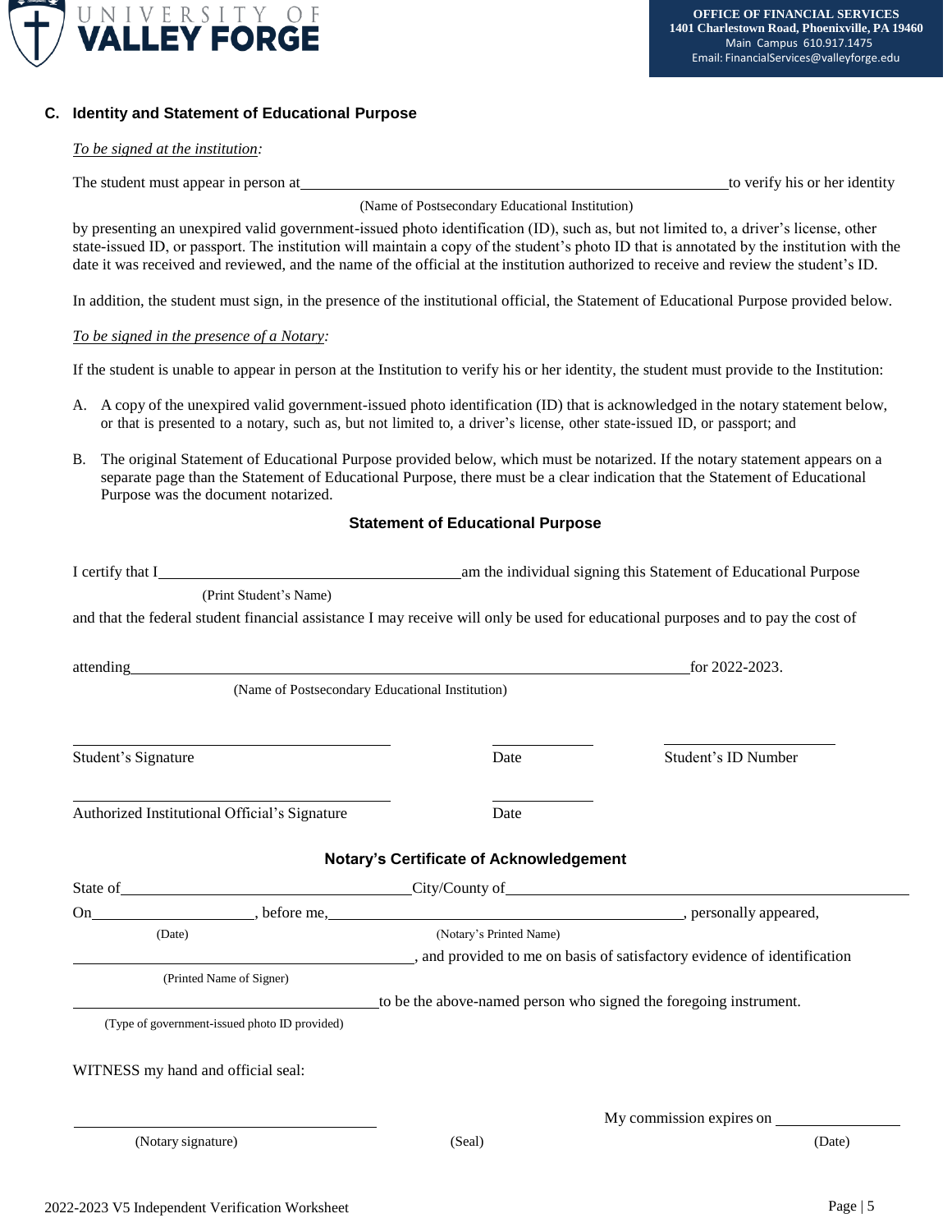## C. Identity and Statement of Educational Purpose

*To be signed at the institution:*

The student must appear in person at \_\_\_\_\_\_\_\_\_\_\_\_\_\_\_\_\_\_\_\_\_\_\_\_\_\_\_\_\_\_\_\_\_\_\_\_\_\_\_\_\_\_ to verify his or her identity
(Name of Postsecondary Educational Institution)
by presenting an unexpired valid government-issued photo identification (ID), such as, but not limited to, a driver's license, other state-issued ID, or passport. The institution will maintain a copy of the student's photo ID that is annotated by the institution with the date it was received and reviewed, and the name of the official at the institution authorized to receive and review the student's ID.

In addition, the student must sign, in the presence of the institutional official, the Statement of Educational Purpose provided below.

*To be signed in the presence of a Notary:*

If the student is unable to appear in person at the Institution to verify his or her identity, the student must provide to the Institution:

A. A copy of the unexpired valid government-issued photo identification (ID) that is acknowledged in the notary statement below, or that is presented to a notary, such as, but not limited to, a driver's license, other state-issued ID, or passport; and

B. The original Statement of Educational Purpose provided below, which must be notarized. If the notary statement appears on a separate page than the Statement of Educational Purpose, there must be a clear indication that the Statement of Educational Purpose was the document notarized.

### Statement of Educational Purpose

I certify that I \_\_\_\_\_\_\_\_\_\_\_\_\_\_\_\_\_\_\_\_\_\_\_\_\_\_\_\_\_\_ am the individual signing this Statement of Educational Purpose
(Print Student's Name)
and that the federal student financial assistance I may receive will only be used for educational purposes and to pay the cost of

attending \_\_\_\_\_\_\_\_\_\_\_\_\_\_\_\_\_\_\_\_\_\_\_\_\_\_\_\_\_\_\_\_\_\_\_\_\_\_\_\_\_\_\_\_\_\_\_\_\_\_\_\_ for 2022-2023.
(Name of Postsecondary Educational Institution)

\_\_\_\_\_\_\_\_\_\_\_\_\_\_\_\_\_\_\_\_\_\_\_\_\_\_\_\_\_\_ &nbsp;&nbsp; \_\_\_\_\_\_\_\_\_\_ &nbsp;&nbsp; \_\_\_\_\_\_\_\_\_\_\_\_\_\_\_\_
Student's Signature &nbsp;&nbsp; Date &nbsp;&nbsp; Student's ID Number

\_\_\_\_\_\_\_\_\_\_\_\_\_\_\_\_\_\_\_\_\_\_\_\_\_\_\_\_\_\_ &nbsp;&nbsp; \_\_\_\_\_\_\_\_\_\_
Authorized Institutional Official's Signature &nbsp;&nbsp; Date

### Notary's Certificate of Acknowledgement

State of \_\_\_\_\_\_\_\_\_\_\_\_\_\_\_\_\_\_\_\_\_\_\_\_\_\_\_\_ City/County of \_\_\_\_\_\_\_\_\_\_\_\_\_\_\_\_\_\_\_\_\_\_\_\_\_\_\_\_\_\_\_\_\_\_\_\_

On \_\_\_\_\_\_\_\_\_\_\_\_\_\_\_\_, before me, \_\_\_\_\_\_\_\_\_\_\_\_\_\_\_\_\_\_\_\_\_\_\_\_\_\_\_\_\_\_\_\_\_\_, personally appeared,
(Date) &nbsp;&nbsp; (Notary's Printed Name)

\_\_\_\_\_\_\_\_\_\_\_\_\_\_\_\_\_\_\_\_\_\_\_\_\_\_\_\_\_\_\_\_\_\_, and provided to me on basis of satisfactory evidence of identification
(Printed Name of Signer)

\_\_\_\_\_\_\_\_\_\_\_\_\_\_\_\_\_\_\_\_\_\_\_\_\_\_\_\_\_\_ to be the above-named person who signed the foregoing instrument.
(Type of government-issued photo ID provided)

WITNESS my hand and official seal:

\_\_\_\_\_\_\_\_\_\_\_\_\_\_\_\_\_\_\_\_\_\_\_\_\_\_\_\_\_\_ &nbsp;&nbsp; My commission expires on \_\_\_\_\_\_\_\_\_\_\_\_
(Notary signature) &nbsp;&nbsp; (Seal) &nbsp;&nbsp; (Date)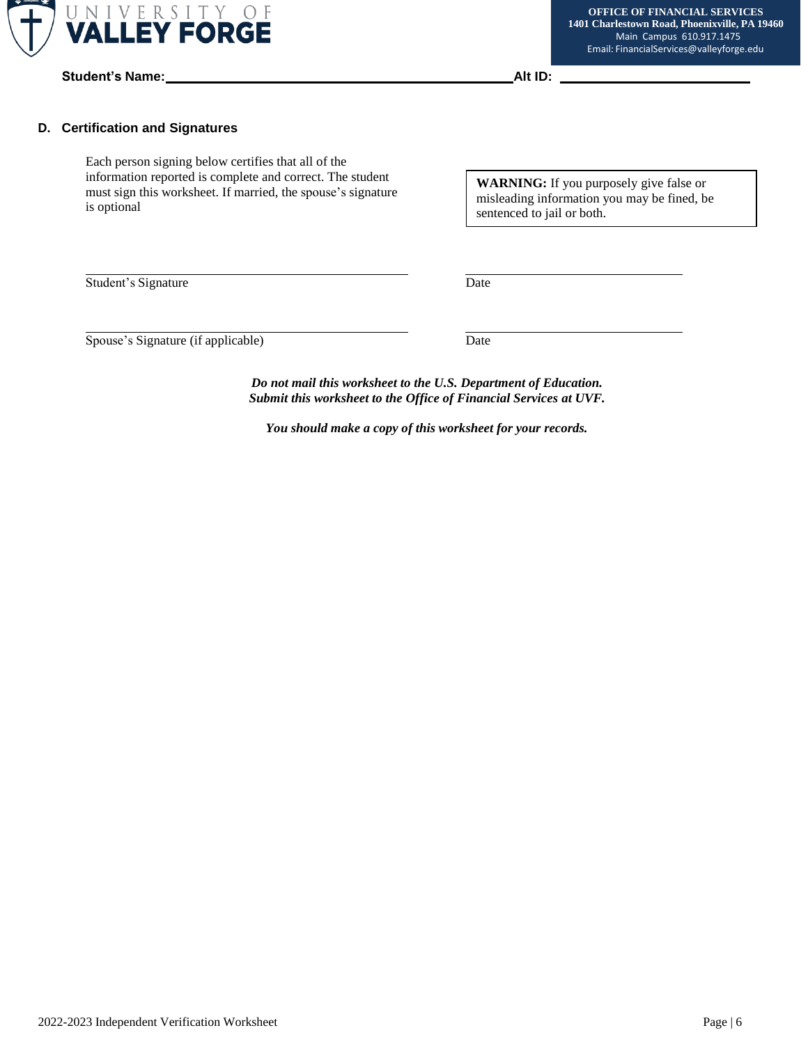OFFICE OF FINANCIAL SERVICES
1401 Charlestown Road, Phoenixville, PA 19460
Main Campus 610.917.1475
Email: FinancialServices@valleyforge.edu

**Student's Name:**\_\_\_\_\_\_\_\_\_\_\_\_\_\_\_\_\_\_\_\_\_\_\_\_\_\_\_\_\_\_\_\_\_\_\_\_\_\_\_\_ **Alt ID:** \_\_\_\_\_\_\_\_\_\_\_\_\_\_\_\_\_\_\_\_\_\_\_\_

### D. Certification and Signatures

Each person signing below certifies that all of the information reported is complete and correct. The student must sign this worksheet. If married, the spouse's signature is optional

**WARNING:** If you purposely give false or misleading information you may be fined, be sentenced to jail or both.

\_\_\_\_\_\_\_\_\_\_\_\_\_\_\_\_\_\_\_\_\_\_\_\_\_\_\_\_\_\_\_\_\_\_\_\_\_\_\_\_ \_\_\_\_\_\_\_\_\_\_\_\_\_\_\_\_\_\_\_\_\_\_\_\_\_\_
Student's Signature Date

\_\_\_\_\_\_\_\_\_\_\_\_\_\_\_\_\_\_\_\_\_\_\_\_\_\_\_\_\_\_\_\_\_\_\_\_\_\_\_\_ \_\_\_\_\_\_\_\_\_\_\_\_\_\_\_\_\_\_\_\_\_\_\_\_\_\_
Spouse's Signature (if applicable) Date

***Do not mail this worksheet to the U.S. Department of Education.***
***Submit this worksheet to the Office of Financial Services at UVF.***

***You should make a copy of this worksheet for your records.***